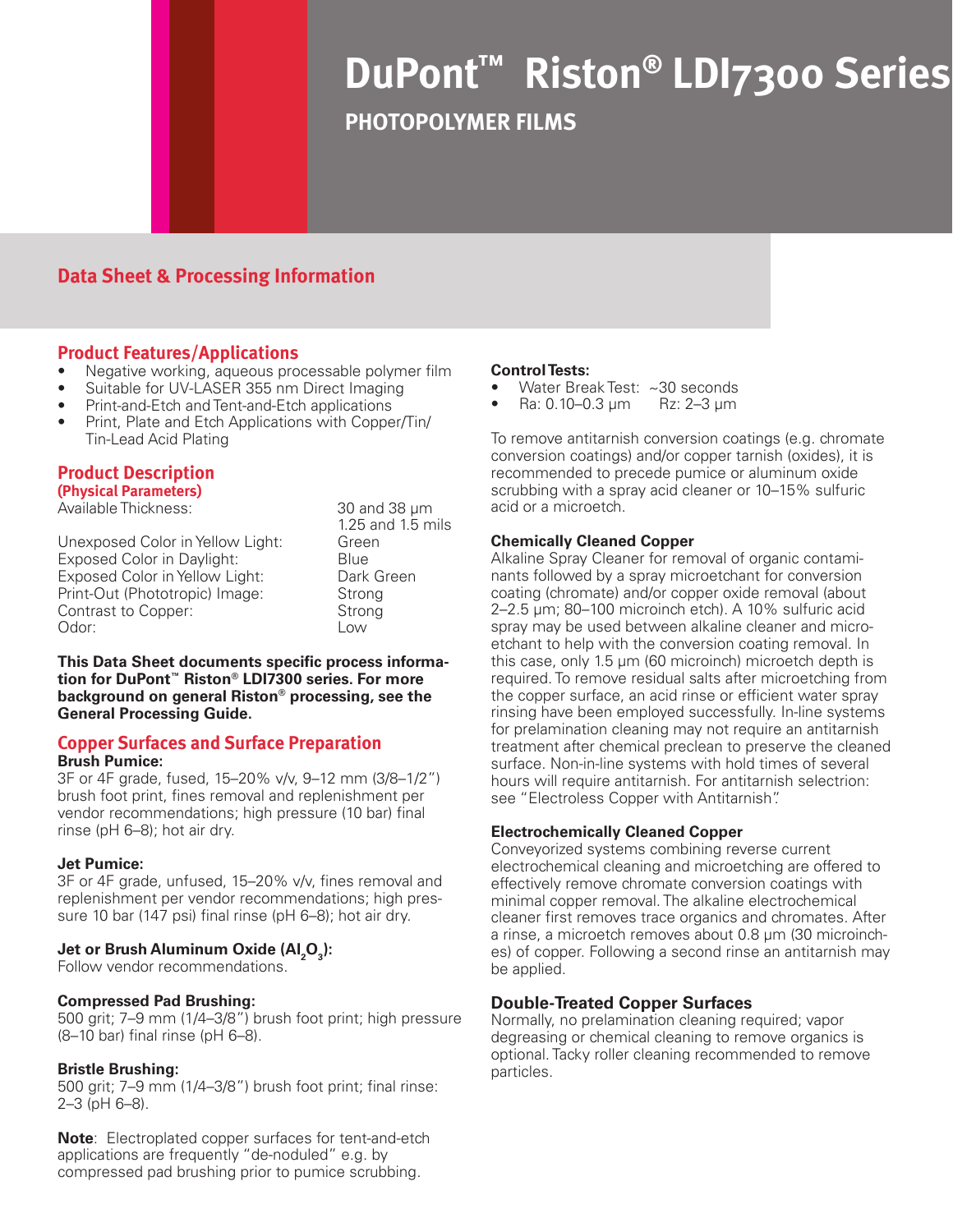# DuPont™ Riston® LDI7300 Series

## PHOTOPOLYMER FILMS

## Data Sheet & Processing Information

### Product Features/Applications

- Negative working, aqueous processable polymer film
- Suitable for UV-LASER 355 nm Direct Imaging
- Print-and-Etch and Tent-and-Etch applications
- Print, Plate and Etch Applications with Copper/Tin/Tin-Lead Acid Plating

### Product Description

**(Physical Parameters)**

| | |
|---|---|
| Available Thickness: | 30 and 38 µm<br>1.25 and 1.5 mils |
| Unexposed Color in Yellow Light: | Green |
| Exposed Color in Daylight: | Blue |
| Exposed Color in Yellow Light: | Dark Green |
| Print-Out (Phototropic) Image: | Strong |
| Contrast to Copper: | Strong |
| Odor: | Low |

**This Data Sheet documents specific process information for DuPont™ Riston® LDI7300 series. For more background on general Riston® processing, see the General Processing Guide.**

### Copper Surfaces and Surface Preparation

**Brush Pumice:**
3F or 4F grade, fused, 15–20% v/v, 9–12 mm (3/8–1/2") brush foot print, fines removal and replenishment per vendor recommendations; high pressure (10 bar) final rinse (pH 6–8); hot air dry.

**Jet Pumice:**
3F or 4F grade, unfused, 15–20% v/v, fines removal and replenishment per vendor recommendations; high pressure 10 bar (147 psi) final rinse (pH 6–8); hot air dry.

**Jet or Brush Aluminum Oxide ($Al_2O_3$):**
Follow vendor recommendations.

**Compressed Pad Brushing:**
500 grit; 7–9 mm (1/4–3/8") brush foot print; high pressure (8–10 bar) final rinse (pH 6–8).

**Bristle Brushing:**
500 grit; 7–9 mm (1/4–3/8") brush foot print; final rinse: 2–3 (pH 6–8).

**Note**: Electroplated copper surfaces for tent-and-etch applications are frequently "de-noduled" e.g. by compressed pad brushing prior to pumice scrubbing.

**Control Tests:**

- Water Break Test: ~30 seconds
- Ra: 0.10–0.3 µm  Rz: 2–3 µm

To remove antitarnish conversion coatings (e.g. chromate conversion coatings) and/or copper tarnish (oxides), it is recommended to precede pumice or aluminum oxide scrubbing with a spray acid cleaner or 10–15% sulfuric acid or a microetch.

**Chemically Cleaned Copper**
Alkaline Spray Cleaner for removal of organic contaminants followed by a spray microetchant for conversion coating (chromate) and/or copper oxide removal (about 2–2.5 µm; 80–100 microinch etch). A 10% sulfuric acid spray may be used between alkaline cleaner and microetchant to help with the conversion coating removal. In this case, only 1.5 µm (60 microinch) microetch depth is required. To remove residual salts after microetching from the copper surface, an acid rinse or efficient water spray rinsing have been employed successfully. In-line systems for prelamination cleaning may not require an antitarnish treatment after chemical preclean to preserve the cleaned surface. Non-in-line systems with hold times of several hours will require antitarnish. For antitarnish selectrion: see "Electroless Copper with Antitarnish".

**Electrochemically Cleaned Copper**
Conveyorized systems combining reverse current electrochemical cleaning and microetching are offered to effectively remove chromate conversion coatings with minimal copper removal. The alkaline electrochemical cleaner first removes trace organics and chromates. After a rinse, a microetch removes about 0.8 µm (30 microinches) of copper. Following a second rinse an antitarnish may be applied.

### Double-Treated Copper Surfaces

Normally, no prelamination cleaning required; vapor degreasing or chemical cleaning to remove organics is optional. Tacky roller cleaning recommended to remove particles.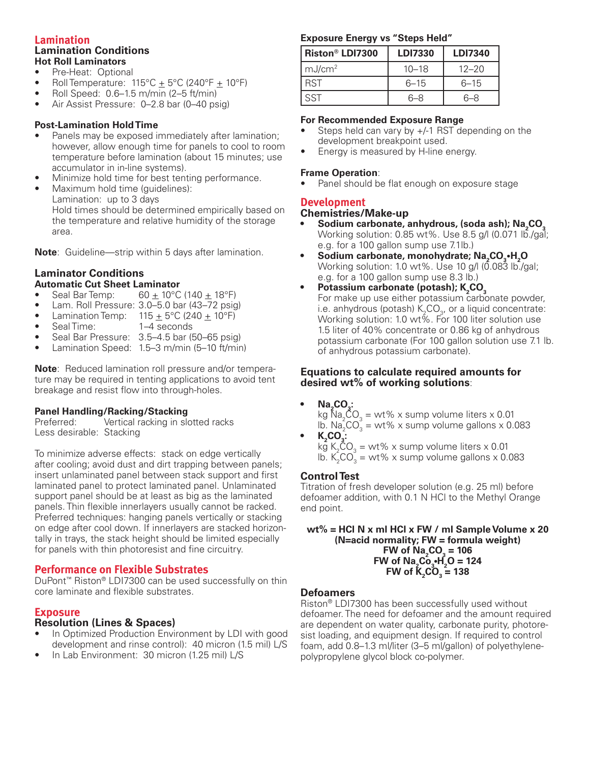## Lamination

### Lamination Conditions

**Hot Roll Laminators**

- Pre-Heat: Optional
- Roll Temperature: 115°C ± 5°C (240°F ± 10°F)
- Roll Speed: 0.6–1.5 m/min (2–5 ft/min)
- Air Assist Pressure: 0–2.8 bar (0–40 psig)

**Post-Lamination Hold Time**

- Panels may be exposed immediately after lamination; however, allow enough time for panels to cool to room temperature before lamination (about 15 minutes; use accumulator in in-line systems).
- Minimize hold time for best tenting performance.
- Maximum hold time (guidelines):
  Lamination: up to 3 days
  Hold times should be determined empirically based on the temperature and relative humidity of the storage area.

**Note**: Guideline—strip within 5 days after lamination.

### Laminator Conditions

**Automatic Cut Sheet Laminator**

- Seal Bar Temp: 60 ± 10°C (140 ± 18°F)
- Lam. Roll Pressure: 3.0–5.0 bar (43–72 psig)
- Lamination Temp: 115 ± 5°C (240 ± 10°F)
- Seal Time: 1–4 seconds
- Seal Bar Pressure: 3.5–4.5 bar (50–65 psig)
- Lamination Speed: 1.5–3 m/min (5–10 ft/min)

**Note**: Reduced lamination roll pressure and/or temperature may be required in tenting applications to avoid tent breakage and resist flow into through-holes.

**Panel Handling/Racking/Stacking**

Preferred: Vertical racking in slotted racks
Less desirable: Stacking

To minimize adverse effects: stack on edge vertically after cooling; avoid dust and dirt trapping between panels; insert unlaminated panel between stack support and first laminated panel to protect laminated panel. Unlaminated support panel should be at least as big as the laminated panels. Thin flexible innerlayers usually cannot be racked. Preferred techniques: hanging panels vertically or stacking on edge after cool down. If innerlayers are stacked horizontally in trays, the stack height should be limited especially for panels with thin photoresist and fine circuitry.

## Performance on Flexible Substrates

DuPont™ Riston® LDI7300 can be used successfully on thin core laminate and flexible substrates.

## Exposure

### Resolution (Lines & Spaces)

- In Optimized Production Environment by LDI with good development and rinse control): 40 micron (1.5 mil) L/S
- In Lab Environment: 30 micron (1.25 mil) L/S

**Exposure Energy vs "Steps Held"**

| Riston® LDI7300 | LDI7330 | LDI7340 |
|---|---|---|
| mJ/cm$^2$ | 10–18 | 12–20 |
| RST | 6–15 | 6–15 |
| SST | 6–8 | 6–8 |

**For Recommended Exposure Range**

- Steps held can vary by +/-1 RST depending on the development breakpoint used.
- Energy is measured by H-line energy.

**Frame Operation**:

- Panel should be flat enough on exposure stage

## Development

### Chemistries/Make-up

- **Sodium carbonate, anhydrous, (soda ash); $Na_2CO_3$**
  Working solution: 0.85 wt%. Use 8.5 g/l (0.071 lb./gal; e.g. for a 100 gallon sump use 7.1lb.)
- **Sodium carbonate, monohydrate; $Na_2CO_3{\cdot}H_2O$**
  Working solution: 1.0 wt%. Use 10 g/l (0.083 lb./gal; e.g. for a 100 gallon sump use 8.3 lb.)
- **Potassium carbonate (potash); $K_2CO_3$**
  For make up use either potassium carbonate powder, i.e. anhydrous (potash) $K_2CO_3$, or a liquid concentrate: Working solution: 1.0 wt%. For 100 liter solution use 1.5 liter of 40% concentrate or 0.86 kg of anhydrous potassium carbonate (For 100 gallon solution use 7.1 lb. of anhydrous potassium carbonate).

### Equations to calculate required amounts for desired wt% of working solutions:

- **$Na_2CO_3$:**
  kg $Na_2CO_3$ = wt% x sump volume liters x 0.01
  lb. $Na_2CO_3$ = wt% x sump volume gallons x 0.083
- **$K_2CO_3$:**
  kg $K_2CO_3$ = wt% x sump volume liters x 0.01
  lb. $K_2CO_3$ = wt% x sump volume gallons x 0.083

### Control Test

Titration of fresh developer solution (e.g. 25 ml) before defoamer addition, with 0.1 N HCl to the Methyl Orange end point.

**wt% = HCl N x ml HCl x FW / ml Sample Volume x 20**
**(N=acid normality; FW = formula weight)**
**FW of $Na_2CO_3$ = 106**
**FW of $Na_2Co_3{\cdot}H_2O$ = 124**
**FW of $K_2CO_3$ = 138**

### Defoamers

Riston® LDI7300 has been successfully used without defoamer. The need for defoamer and the amount required are dependent on water quality, carbonate purity, photoresist loading, and equipment design. If required to control foam, add 0.8–1.3 ml/liter (3–5 ml/gallon) of polyethylene-polypropylene glycol block co-polymer.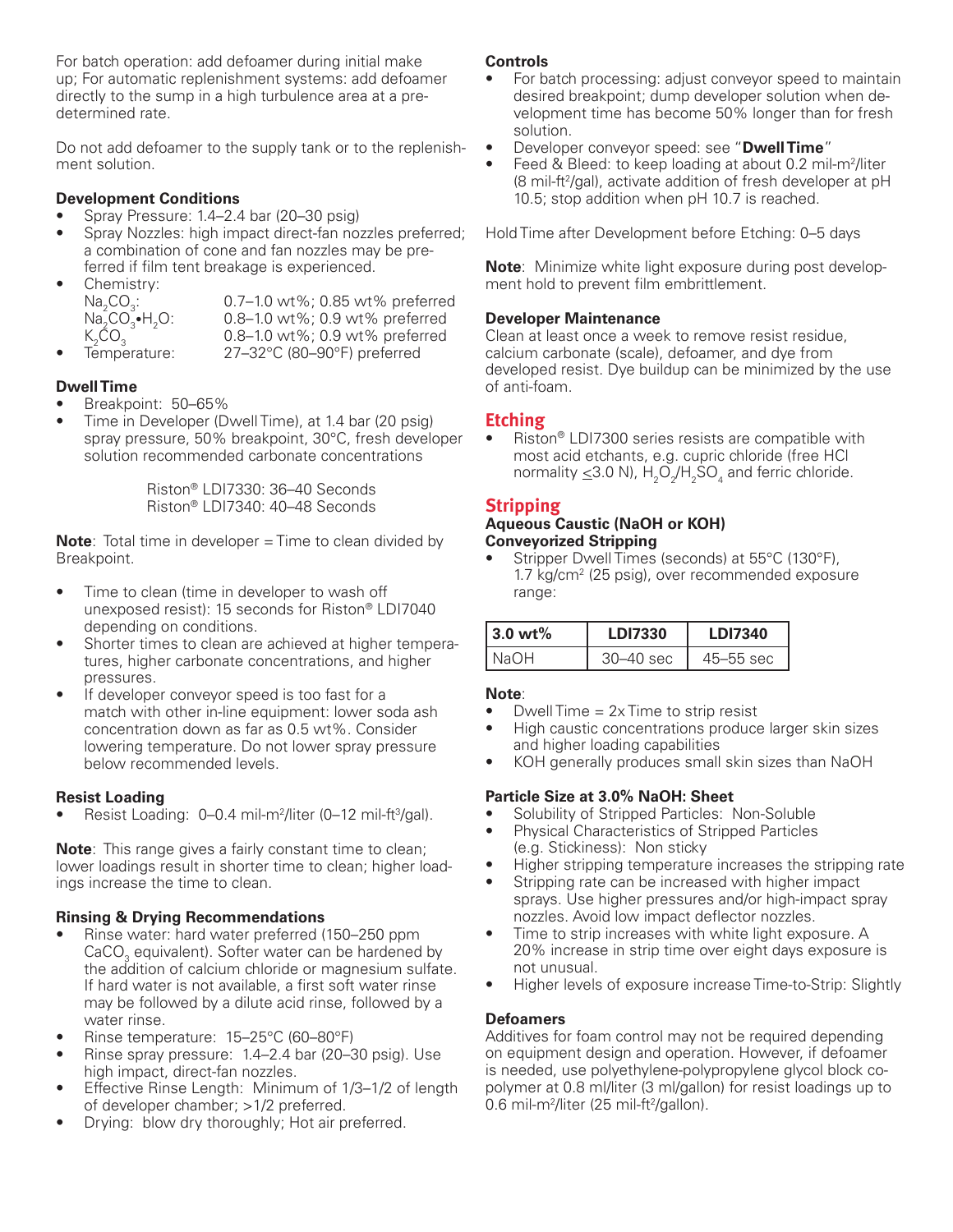For batch operation: add defoamer during initial make up; For automatic replenishment systems: add defoamer directly to the sump in a high turbulence area at a pre-determined rate.

Do not add defoamer to the supply tank or to the replenishment solution.

### Development Conditions

- Spray Pressure: 1.4–2.4 bar (20–30 psig)
- Spray Nozzles: high impact direct-fan nozzles preferred; a combination of cone and fan nozzles may be preferred if film tent breakage is experienced.
- Chemistry:
  - $Na_2CO_3$: 0.7–1.0 wt%; 0.85 wt% preferred
  - $Na_2CO_3 \cdot H_2O$: 0.8–1.0 wt%; 0.9 wt% preferred
  - $K_2CO_3$ 0.8–1.0 wt%; 0.9 wt% preferred
- Temperature: 27–32°C (80–90°F) preferred

### Dwell Time

- Breakpoint: 50–65%
- Time in Developer (Dwell Time), at 1.4 bar (20 psig) spray pressure, 50% breakpoint, 30°C, fresh developer solution recommended carbonate concentrations

  Riston® LDI7330: 36–40 Seconds
  Riston® LDI7340: 40–48 Seconds

**Note**: Total time in developer = Time to clean divided by Breakpoint.

- Time to clean (time in developer to wash off unexposed resist): 15 seconds for Riston® LDI7040 depending on conditions.
- Shorter times to clean are achieved at higher temperatures, higher carbonate concentrations, and higher pressures.
- If developer conveyor speed is too fast for a match with other in-line equipment: lower soda ash concentration down as far as 0.5 wt%. Consider lowering temperature. Do not lower spray pressure below recommended levels.

### Resist Loading

- Resist Loading: 0–0.4 mil-m²/liter (0–12 mil-ft³/gal).

**Note**: This range gives a fairly constant time to clean; lower loadings result in shorter time to clean; higher loadings increase the time to clean.

### Rinsing & Drying Recommendations

- Rinse water: hard water preferred (150–250 ppm $CaCO_3$ equivalent). Softer water can be hardened by the addition of calcium chloride or magnesium sulfate. If hard water is not available, a first soft water rinse may be followed by a dilute acid rinse, followed by a water rinse.
- Rinse temperature: 15–25°C (60–80°F)
- Rinse spray pressure: 1.4–2.4 bar (20–30 psig). Use high impact, direct-fan nozzles.
- Effective Rinse Length: Minimum of 1/3–1/2 of length of developer chamber; >1/2 preferred.
- Drying: blow dry thoroughly; Hot air preferred.

### Controls

- For batch processing: adjust conveyor speed to maintain desired breakpoint; dump developer solution when development time has become 50% longer than for fresh solution.
- Developer conveyor speed: see "**Dwell Time**"
- Feed & Bleed: to keep loading at about 0.2 mil-m²/liter (8 mil-ft²/gal), activate addition of fresh developer at pH 10.5; stop addition when pH 10.7 is reached.

Hold Time after Development before Etching: 0–5 days

**Note**: Minimize white light exposure during post development hold to prevent film embrittlement.

### Developer Maintenance

Clean at least once a week to remove resist residue, calcium carbonate (scale), defoamer, and dye from developed resist. Dye buildup can be minimized by the use of anti-foam.

## Etching

- Riston® LDI7300 series resists are compatible with most acid etchants, e.g. cupric chloride (free HCl normality ≤3.0 N), $H_2O_2/H_2SO_4$ and ferric chloride.

## Stripping

### Aqueous Caustic (NaOH or KOH)

### Conveyorized Stripping

- Stripper Dwell Times (seconds) at 55°C (130°F), 1.7 kg/cm² (25 psig), over recommended exposure range:

| 3.0 wt% | LDI7330 | LDI7340 |
|---|---|---|
| NaOH | 30–40 sec | 45–55 sec |

**Note**:

- Dwell Time = 2x Time to strip resist
- High caustic concentrations produce larger skin sizes and higher loading capabilities
- KOH generally produces small skin sizes than NaOH

### Particle Size at 3.0% NaOH: Sheet

- Solubility of Stripped Particles: Non-Soluble
- Physical Characteristics of Stripped Particles (e.g. Stickiness): Non sticky
- Higher stripping temperature increases the stripping rate
- Stripping rate can be increased with higher impact sprays. Use higher pressures and/or high-impact spray nozzles. Avoid low impact deflector nozzles.
- Time to strip increases with white light exposure. A 20% increase in strip time over eight days exposure is not unusual.
- Higher levels of exposure increase Time-to-Strip: Slightly

### Defoamers

Additives for foam control may not be required depending on equipment design and operation. However, if defoamer is needed, use polyethylene-polypropylene glycol block copolymer at 0.8 ml/liter (3 ml/gallon) for resist loadings up to 0.6 mil-m²/liter (25 mil-ft²/gallon).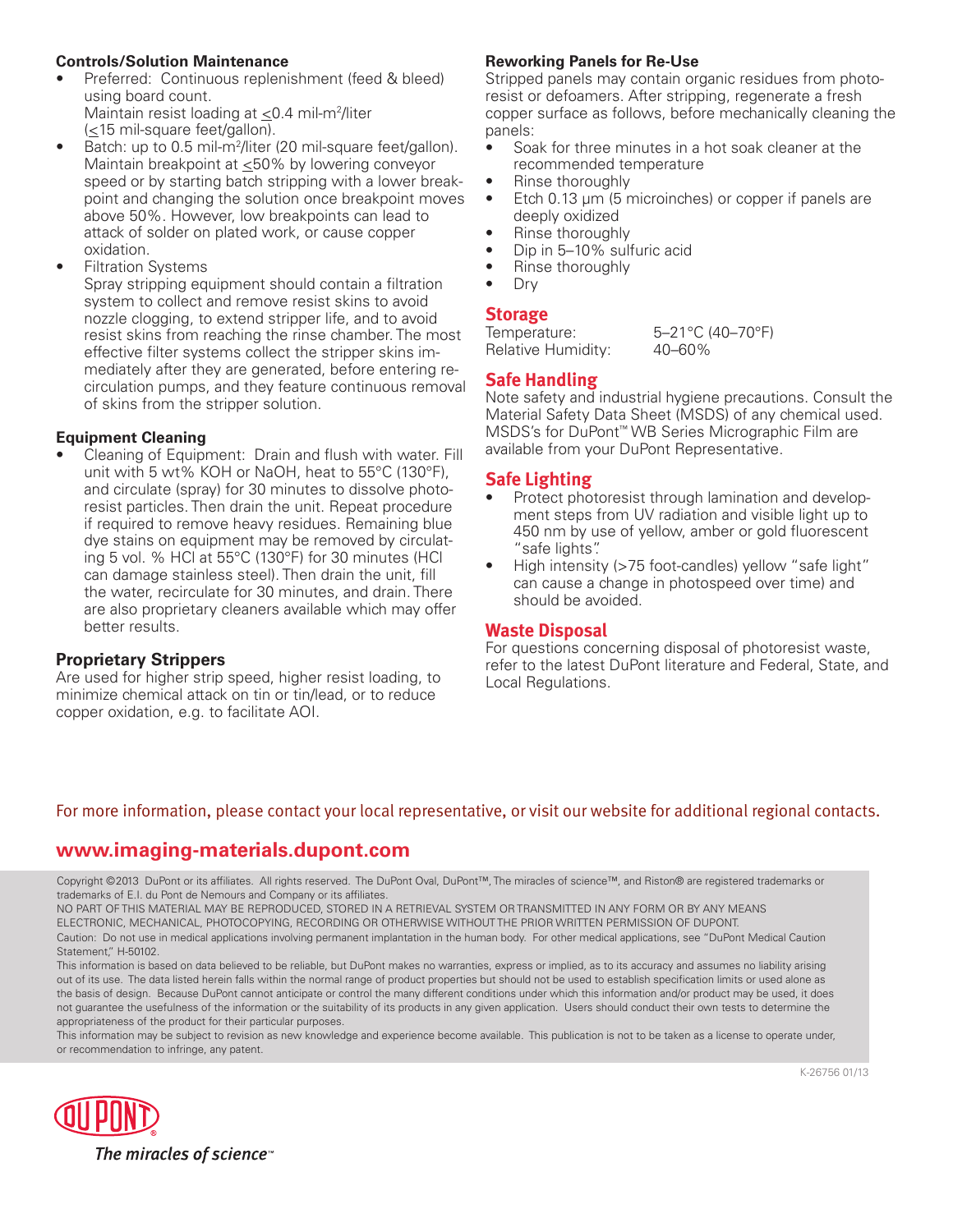### Controls/Solution Maintenance

- Preferred: Continuous replenishment (feed & bleed) using board count.
  Maintain resist loading at <u><</u>0.4 mil-m$^2$/liter (<u><</u>15 mil-square feet/gallon).
- Batch: up to 0.5 mil-m$^2$/liter (20 mil-square feet/gallon). Maintain breakpoint at <u><</u>50% by lowering conveyor speed or by starting batch stripping with a lower breakpoint and changing the solution once breakpoint moves above 50%. However, low breakpoints can lead to attack of solder on plated work, or cause copper oxidation.
- Filtration Systems
  Spray stripping equipment should contain a filtration system to collect and remove resist skins to avoid nozzle clogging, to extend stripper life, and to avoid resist skins from reaching the rinse chamber. The most effective filter systems collect the stripper skins immediately after they are generated, before entering recirculation pumps, and they feature continuous removal of skins from the stripper solution.

### Equipment Cleaning

- Cleaning of Equipment: Drain and flush with water. Fill unit with 5 wt% KOH or NaOH, heat to 55°C (130°F), and circulate (spray) for 30 minutes to dissolve photoresist particles. Then drain the unit. Repeat procedure if required to remove heavy residues. Remaining blue dye stains on equipment may be removed by circulating 5 vol. % HCl at 55°C (130°F) for 30 minutes (HCl can damage stainless steel). Then drain the unit, fill the water, recirculate for 30 minutes, and drain. There are also proprietary cleaners available which may offer better results.

### Proprietary Strippers

Are used for higher strip speed, higher resist loading, to minimize chemical attack on tin or tin/lead, or to reduce copper oxidation, e.g. to facilitate AOI.

### Reworking Panels for Re-Use

Stripped panels may contain organic residues from photoresist or defoamers. After stripping, regenerate a fresh copper surface as follows, before mechanically cleaning the panels:

- Soak for three minutes in a hot soak cleaner at the recommended temperature
- Rinse thoroughly
- Etch 0.13 µm (5 microinches) or copper if panels are deeply oxidized
- Rinse thoroughly
- Dip in 5–10% sulfuric acid
- Rinse thoroughly
- Dry

## Storage

| | |
|---|---|
| Temperature: | 5–21°C (40–70°F) |
| Relative Humidity: | 40–60% |

## Safe Handling

Note safety and industrial hygiene precautions. Consult the Material Safety Data Sheet (MSDS) of any chemical used. MSDS's for DuPont™ WB Series Micrographic Film are available from your DuPont Representative.

## Safe Lighting

- Protect photoresist through lamination and development steps from UV radiation and visible light up to 450 nm by use of yellow, amber or gold fluorescent "safe lights".
- High intensity (>75 foot-candles) yellow "safe light" can cause a change in photospeed over time) and should be avoided.

## Waste Disposal

For questions concerning disposal of photoresist waste, refer to the latest DuPont literature and Federal, State, and Local Regulations.

For more information, please contact your local representative, or visit our website for additional regional contacts.

**www.imaging-materials.dupont.com**

Copyright ©2013 DuPont or its affiliates. All rights reserved. The DuPont Oval, DuPont™, The miracles of science™, and Riston® are registered trademarks or trademarks of E.I. du Pont de Nemours and Company or its affiliates.

NO PART OF THIS MATERIAL MAY BE REPRODUCED, STORED IN A RETRIEVAL SYSTEM OR TRANSMITTED IN ANY FORM OR BY ANY MEANS ELECTRONIC, MECHANICAL, PHOTOCOPYING, RECORDING OR OTHERWISE WITHOUT THE PRIOR WRITTEN PERMISSION OF DUPONT.

Caution: Do not use in medical applications involving permanent implantation in the human body. For other medical applications, see "DuPont Medical Caution Statement," H-50102.

This information is based on data believed to be reliable, but DuPont makes no warranties, express or implied, as to its accuracy and assumes no liability arising out of its use. The data listed herein falls within the normal range of product properties but should not be used to establish specification limits or used alone as the basis of design. Because DuPont cannot anticipate or control the many different conditions under which this information and/or product may be used, it does not guarantee the usefulness of the information or the suitability of its products in any given application. Users should conduct their own tests to determine the appropriateness of the product for their particular purposes.

This information may be subject to revision as new knowledge and experience become available. This publication is not to be taken as a license to operate under, or recommendation to infringe, any patent.

K-26756 01/13

DUPONT®

*The miracles of science™*